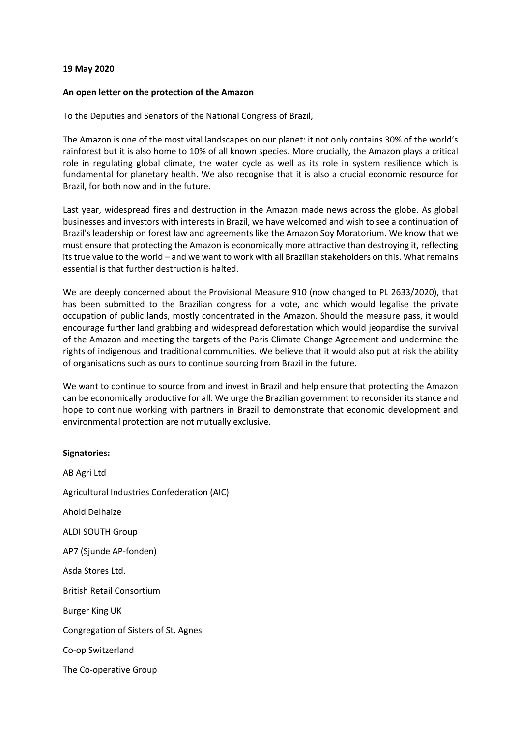**19 May 2020**

**An open letter on the protection of the Amazon**

To the Deputies and Senators of the National Congress of Brazil,

The Amazon is one of the most vital landscapes on our planet: it not only contains 30% of the world's rainforest but it is also home to 10% of all known species. More crucially, the Amazon plays a critical role in regulating global climate, the water cycle as well as its role in system resilience which is fundamental for planetary health. We also recognise that it is also a crucial economic resource for Brazil, for both now and in the future.

Last year, widespread fires and destruction in the Amazon made news across the globe. As global businesses and investors with interests in Brazil, we have welcomed and wish to see a continuation of Brazil's leadership on forest law and agreements like the Amazon Soy Moratorium. We know that we must ensure that protecting the Amazon is economically more attractive than destroying it, reflecting its true value to the world – and we want to work with all Brazilian stakeholders on this. What remains essential is that further destruction is halted.

We are deeply concerned about the Provisional Measure 910 (now changed to PL 2633/2020), that has been submitted to the Brazilian congress for a vote, and which would legalise the private occupation of public lands, mostly concentrated in the Amazon. Should the measure pass, it would encourage further land grabbing and widespread deforestation which would jeopardise the survival of the Amazon and meeting the targets of the Paris Climate Change Agreement and undermine the rights of indigenous and traditional communities. We believe that it would also put at risk the ability of organisations such as ours to continue sourcing from Brazil in the future.

We want to continue to source from and invest in Brazil and help ensure that protecting the Amazon can be economically productive for all. We urge the Brazilian government to reconsider its stance and hope to continue working with partners in Brazil to demonstrate that economic development and environmental protection are not mutually exclusive.

**Signatories:**

AB Agri Ltd

Agricultural Industries Confederation (AIC)

Ahold Delhaize

ALDI SOUTH Group

AP7 (Sjunde AP-fonden)

Asda Stores Ltd.

British Retail Consortium

Burger King UK

Congregation of Sisters of St. Agnes

Co-op Switzerland

The Co-operative Group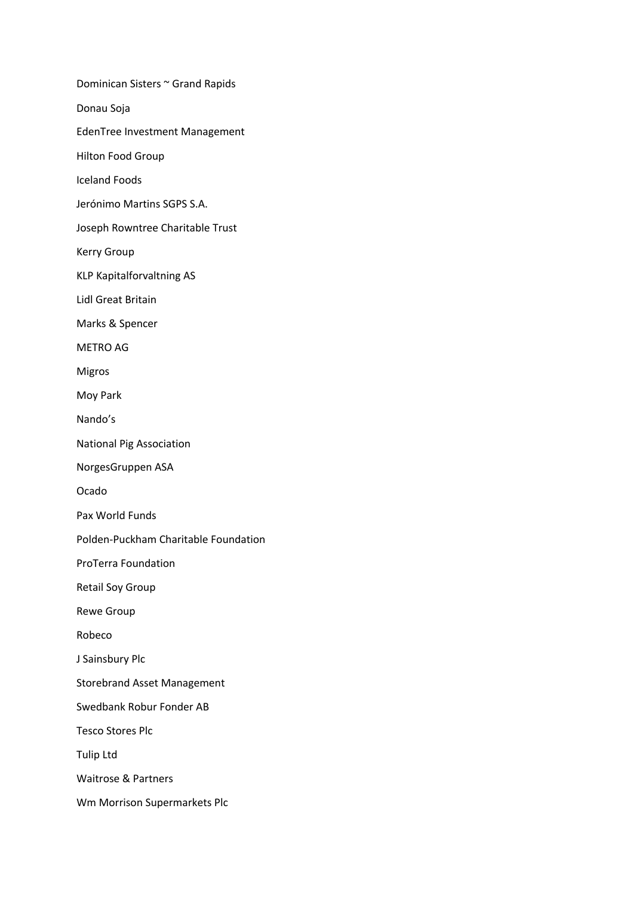Dominican Sisters ~ Grand Rapids

Donau Soja

EdenTree Investment Management

Hilton Food Group

Iceland Foods

Jerónimo Martins SGPS S.A.

Joseph Rowntree Charitable Trust

Kerry Group

KLP Kapitalforvaltning AS

Lidl Great Britain

Marks & Spencer

METRO AG

Migros

Moy Park

Nando's

National Pig Association

NorgesGruppen ASA

Ocado

Pax World Funds

Polden-Puckham Charitable Foundation

ProTerra Foundation

Retail Soy Group

Rewe Group

Robeco

J Sainsbury Plc

Storebrand Asset Management

Swedbank Robur Fonder AB

Tesco Stores Plc

Tulip Ltd

Waitrose & Partners

Wm Morrison Supermarkets Plc